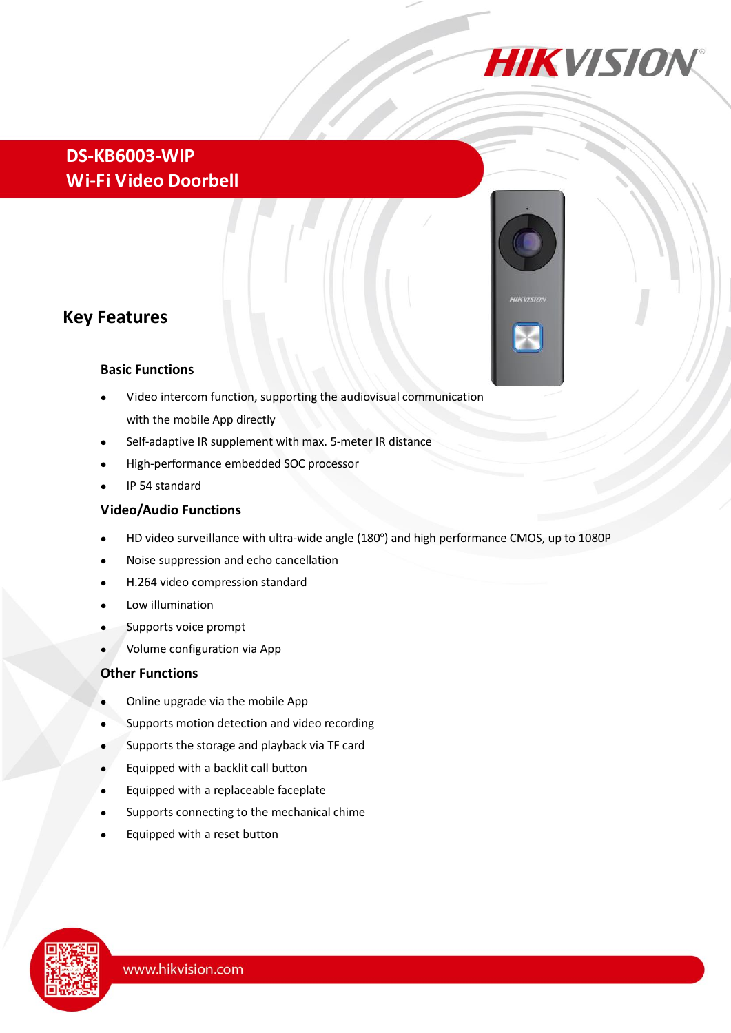# DS-KB6003-WIP
# Wi-Fi Video Doorbell

## Key Features

### Basic Functions

- Video intercom function, supporting the audiovisual communication with the mobile App directly
- Self-adaptive IR supplement with max. 5-meter IR distance
- High-performance embedded SOC processor
- IP 54 standard

### Video/Audio Functions

- HD video surveillance with ultra-wide angle (180°) and high performance CMOS, up to 1080P
- Noise suppression and echo cancellation
- H.264 video compression standard
- Low illumination
- Supports voice prompt
- Volume configuration via App

### Other Functions

- Online upgrade via the mobile App
- Supports motion detection and video recording
- Supports the storage and playback via TF card
- Equipped with a backlit call button
- Equipped with a replaceable faceplate
- Supports connecting to the mechanical chime
- Equipped with a reset button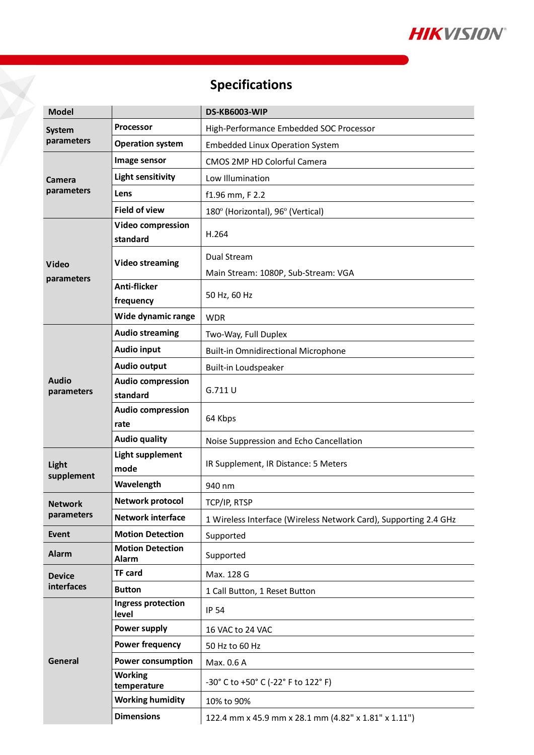# Specifications

| Model | | DS-KB6003-WIP |
|---|---|---|
| System parameters | Processor | High-Performance Embedded SOC Processor |
| | Operation system | Embedded Linux Operation System |
| Camera parameters | Image sensor | CMOS 2MP HD Colorful Camera |
| | Light sensitivity | Low Illumination |
| | Lens | f1.96 mm, F 2.2 |
| | Field of view | 180º (Horizontal), 96º (Vertical) |
| Video parameters | Video compression standard | H.264 |
| | Video streaming | Dual Stream<br>Main Stream: 1080P, Sub-Stream: VGA |
| | Anti-flicker frequency | 50 Hz, 60 Hz |
| | Wide dynamic range | WDR |
| Audio parameters | Audio streaming | Two-Way, Full Duplex |
| | Audio input | Built-in Omnidirectional Microphone |
| | Audio output | Built-in Loudspeaker |
| | Audio compression standard | G.711 U |
| | Audio compression rate | 64 Kbps |
| | Audio quality | Noise Suppression and Echo Cancellation |
| Light supplement | Light supplement mode | IR Supplement, IR Distance: 5 Meters |
| | Wavelength | 940 nm |
| Network parameters | Network protocol | TCP/IP, RTSP |
| | Network interface | 1 Wireless Interface (Wireless Network Card), Supporting 2.4 GHz |
| Event | Motion Detection | Supported |
| Alarm | Motion Detection Alarm | Supported |
| Device interfaces | TF card | Max. 128 G |
| | Button | 1 Call Button, 1 Reset Button |
| General | Ingress protection level | IP 54 |
| | Power supply | 16 VAC to 24 VAC |
| | Power frequency | 50 Hz to 60 Hz |
| | Power consumption | Max. 0.6 A |
| | Working temperature | -30° C to +50° C (-22° F to 122° F) |
| | Working humidity | 10% to 90% |
| | Dimensions | 122.4 mm x 45.9 mm x 28.1 mm (4.82" x 1.81" x 1.11") |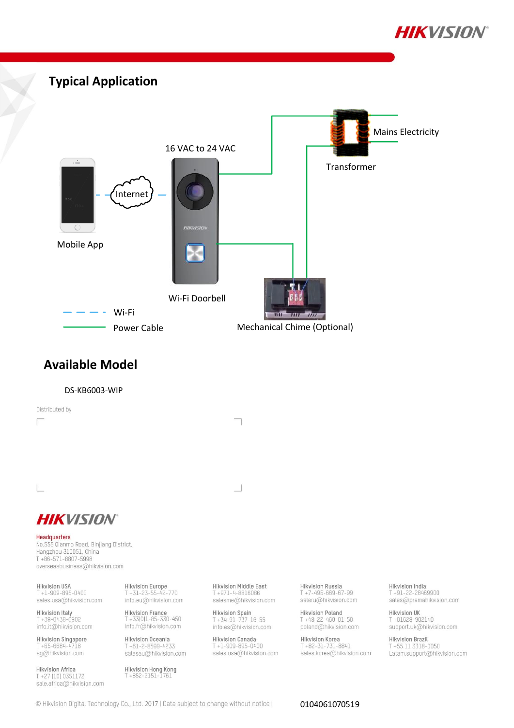## Typical Application

16 VAC to 24 VAC

Mains Electricity

Transformer

Mobile App

Internet

Wi-Fi Doorbell

Mechanical Chime (Optional)

Wi-Fi

Power Cable

## Available Model

DS-KB6003-WIP

Distributed by

**HIKVISION**

**Headquarters**
No.555 Qianmo Road, Binjiang District,
Hangzhou 310051, China
T +86-571-8807-5998
overseasbusiness@hikvision.com

Hikvision USA
T +1-909-895-0400
sales.usa@hikvision.com

Hikvision Europe
T +31-23-55-42-770
info.eu@hikvision.com

Hikvision Middle East
T +971-4-8816086
salesme@hikvision.com

Hikvision Russia
T +7-495-669-67-99
saleru@hikvision.com

Hikvision India
T +91-22-28469900
sales@pramahikvision.com

Hikvision Italy
T +39-0438-6902
info.it@hikvision.com

Hikvision France
T +33(0)1-85-330-450
info.fr@hikvision.com

Hikvision Spain
T +34-91-737-16-55
info.es@hikvision.com

Hikvision Poland
T +48-22-460-01-50
poland@hikvision.com

Hikvision UK
T +01628-902140
support.uk@hikvision.com

Hikvision Singapore
T +65-6684-4718
sg@hikvision.com

Hikvision Oceania
T +61-2-8599-4233
salesau@hikvision.com

Hikvision Canada
T +1-909-895-0400
sales.usa@hikvision.com

Hikvision Korea
T +82-31-731-8841
sales.korea@hikvision.com

Hikvision Brazil
T +55 11 3318-0050
Latam.support@hikvision.com

Hikvision Africa
T +27 (10) 0351172
sale.africa@hikvision.com

Hikvision Hong Kong
T +852-2151-1761

© Hikvision Digital Technology Co., Ltd. 2017 | Data subject to change without notice | 0104061070519